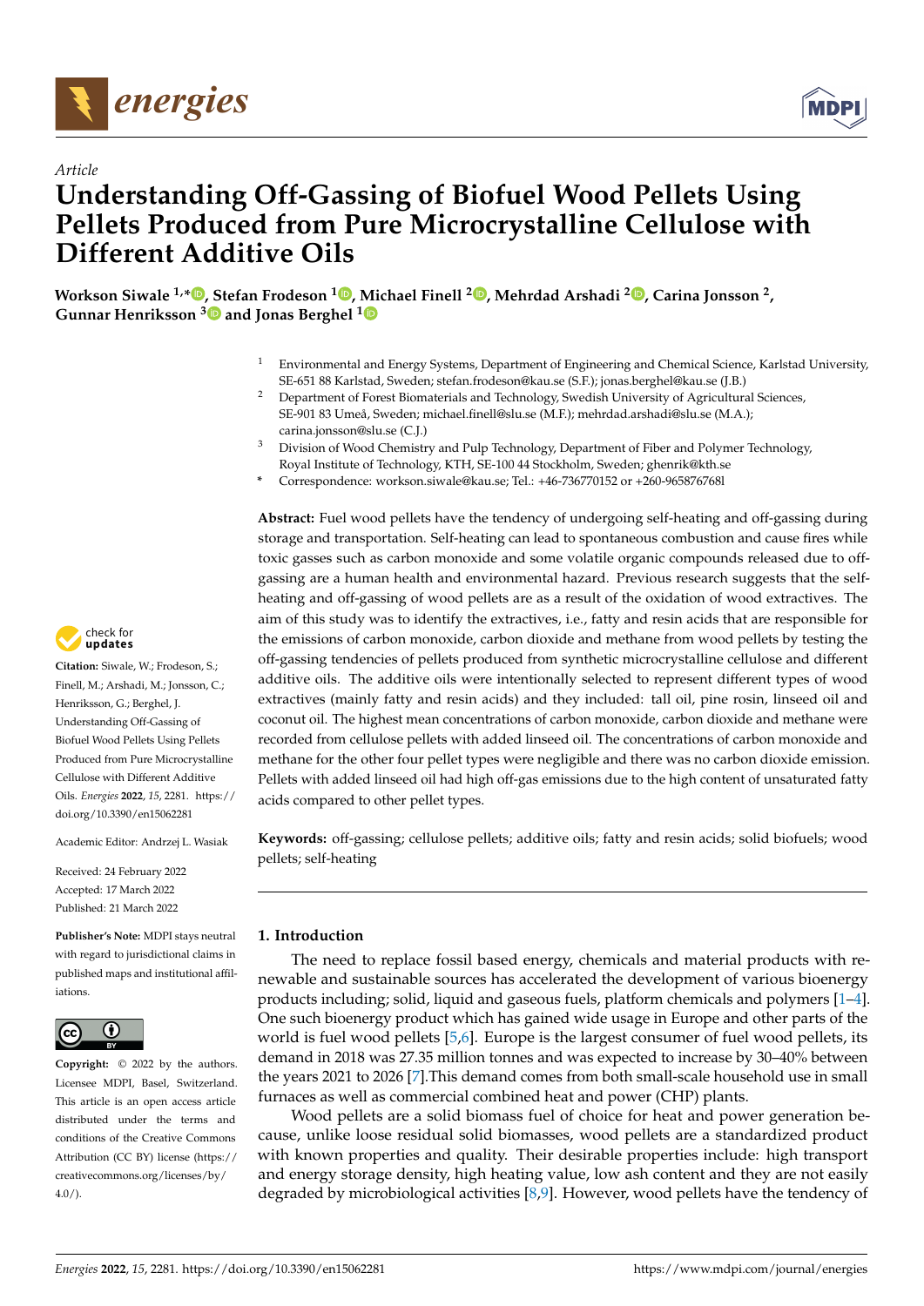Article

# Understanding Off-Gassing of Biofuel Wood Pellets Using Pellets Produced from Pure Microcrystalline Cellulose with Different Additive Oils

**Workson Siwale [1,*], Stefan Frodeson [1], Michael Finell [2], Mehrdad Arshadi [2], Carina Jonsson [2], Gunnar Henriksson [3] and Jonas Berghel [1]**

[1] Environmental and Energy Systems, Department of Engineering and Chemical Science, Karlstad University, SE-651 88 Karlstad, Sweden; stefan.frodeson@kau.se (S.F.); jonas.berghel@kau.se (J.B.)

[2] Department of Forest Biomaterials and Technology, Swedish University of Agricultural Sciences, SE-901 83 Umeå, Sweden; michael.finell@slu.se (M.F.); mehrdad.arshadi@slu.se (M.A.); carina.jonsson@slu.se (C.J.)

[3] Division of Wood Chemistry and Pulp Technology, Department of Fiber and Polymer Technology, Royal Institute of Technology, KTH, SE-100 44 Stockholm, Sweden; ghenrik@kth.se

* Correspondence: workson.siwale@kau.se; Tel.: +46-736770152 or +260-965876768l

**Abstract:** Fuel wood pellets have the tendency of undergoing self-heating and off-gassing during storage and transportation. Self-heating can lead to spontaneous combustion and cause fires while toxic gasses such as carbon monoxide and some volatile organic compounds released due to off-gassing are a human health and environmental hazard. Previous research suggests that the self-heating and off-gassing of wood pellets are as a result of the oxidation of wood extractives. The aim of this study was to identify the extractives, i.e., fatty and resin acids that are responsible for the emissions of carbon monoxide, carbon dioxide and methane from wood pellets by testing the off-gassing tendencies of pellets produced from synthetic microcrystalline cellulose and different additive oils. The additive oils were intentionally selected to represent different types of wood extractives (mainly fatty and resin acids) and they included: tall oil, pine rosin, linseed oil and coconut oil. The highest mean concentrations of carbon monoxide, carbon dioxide and methane were recorded from cellulose pellets with added linseed oil. The concentrations of carbon monoxide and methane for the other four pellet types were negligible and there was no carbon dioxide emission. Pellets with added linseed oil had high off-gas emissions due to the high content of unsaturated fatty acids compared to other pellet types.

**Keywords:** off-gassing; cellulose pellets; additive oils; fatty and resin acids; solid biofuels; wood pellets; self-heating

**Citation:** Siwale, W.; Frodeson, S.; Finell, M.; Arshadi, M.; Jonsson, C.; Henriksson, G.; Berghel, J. Understanding Off-Gassing of Biofuel Wood Pellets Using Pellets Produced from Pure Microcrystalline Cellulose with Different Additive Oils. *Energies* **2022**, *15*, 2281. https://doi.org/10.3390/en15062281

Academic Editor: Andrzej L. Wasiak

Received: 24 February 2022
Accepted: 17 March 2022
Published: 21 March 2022

**Publisher's Note:** MDPI stays neutral with regard to jurisdictional claims in published maps and institutional affiliations.

**Copyright:** © 2022 by the authors. Licensee MDPI, Basel, Switzerland. This article is an open access article distributed under the terms and conditions of the Creative Commons Attribution (CC BY) license (https://creativecommons.org/licenses/by/4.0/).

## 1. Introduction

The need to replace fossil based energy, chemicals and material products with renewable and sustainable sources has accelerated the development of various bioenergy products including; solid, liquid and gaseous fuels, platform chemicals and polymers [1–4]. One such bioenergy product which has gained wide usage in Europe and other parts of the world is fuel wood pellets [5,6]. Europe is the largest consumer of fuel wood pellets, its demand in 2018 was 27.35 million tonnes and was expected to increase by 30–40% between the years 2021 to 2026 [7].This demand comes from both small-scale household use in small furnaces as well as commercial combined heat and power (CHP) plants.

Wood pellets are a solid biomass fuel of choice for heat and power generation because, unlike loose residual solid biomasses, wood pellets are a standardized product with known properties and quality. Their desirable properties include: high transport and energy storage density, high heating value, low ash content and they are not easily degraded by microbiological activities [8,9]. However, wood pellets have the tendency of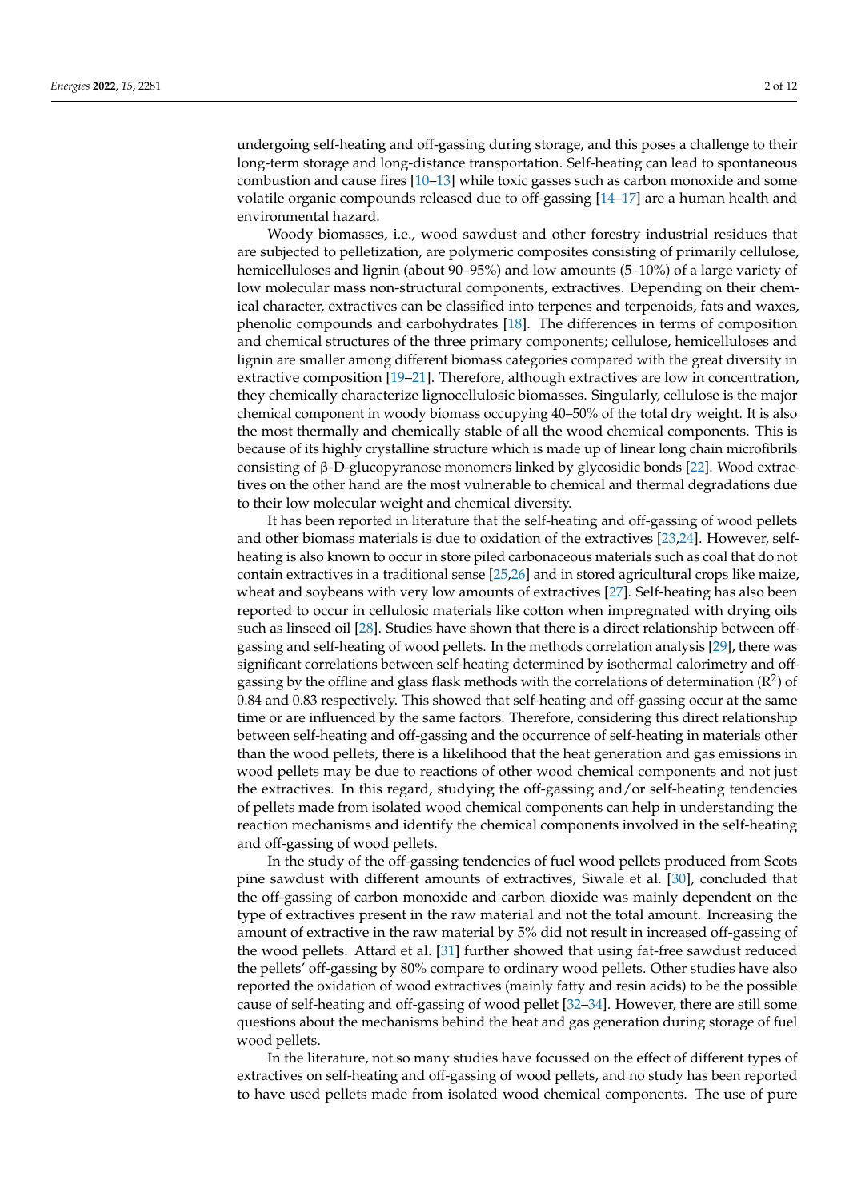undergoing self-heating and off-gassing during storage, and this poses a challenge to their long-term storage and long-distance transportation. Self-heating can lead to spontaneous combustion and cause fires [10–13] while toxic gasses such as carbon monoxide and some volatile organic compounds released due to off-gassing [14–17] are a human health and environmental hazard.

Woody biomasses, i.e., wood sawdust and other forestry industrial residues that are subjected to pelletization, are polymeric composites consisting of primarily cellulose, hemicelluloses and lignin (about 90–95%) and low amounts (5–10%) of a large variety of low molecular mass non-structural components, extractives. Depending on their chemical character, extractives can be classified into terpenes and terpenoids, fats and waxes, phenolic compounds and carbohydrates [18]. The differences in terms of composition and chemical structures of the three primary components; cellulose, hemicelluloses and lignin are smaller among different biomass categories compared with the great diversity in extractive composition [19–21]. Therefore, although extractives are low in concentration, they chemically characterize lignocellulosic biomasses. Singularly, cellulose is the major chemical component in woody biomass occupying 40–50% of the total dry weight. It is also the most thermally and chemically stable of all the wood chemical components. This is because of its highly crystalline structure which is made up of linear long chain microfibrils consisting of β-D-glucopyranose monomers linked by glycosidic bonds [22]. Wood extractives on the other hand are the most vulnerable to chemical and thermal degradations due to their low molecular weight and chemical diversity.

It has been reported in literature that the self-heating and off-gassing of wood pellets and other biomass materials is due to oxidation of the extractives [23,24]. However, self-heating is also known to occur in store piled carbonaceous materials such as coal that do not contain extractives in a traditional sense [25,26] and in stored agricultural crops like maize, wheat and soybeans with very low amounts of extractives [27]. Self-heating has also been reported to occur in cellulosic materials like cotton when impregnated with drying oils such as linseed oil [28]. Studies have shown that there is a direct relationship between off-gassing and self-heating of wood pellets. In the methods correlation analysis [29], there was significant correlations between self-heating determined by isothermal calorimetry and off-gassing by the offline and glass flask methods with the correlations of determination ($R^2$) of 0.84 and 0.83 respectively. This showed that self-heating and off-gassing occur at the same time or are influenced by the same factors. Therefore, considering this direct relationship between self-heating and off-gassing and the occurrence of self-heating in materials other than the wood pellets, there is a likelihood that the heat generation and gas emissions in wood pellets may be due to reactions of other wood chemical components and not just the extractives. In this regard, studying the off-gassing and/or self-heating tendencies of pellets made from isolated wood chemical components can help in understanding the reaction mechanisms and identify the chemical components involved in the self-heating and off-gassing of wood pellets.

In the study of the off-gassing tendencies of fuel wood pellets produced from Scots pine sawdust with different amounts of extractives, Siwale et al. [30], concluded that the off-gassing of carbon monoxide and carbon dioxide was mainly dependent on the type of extractives present in the raw material and not the total amount. Increasing the amount of extractive in the raw material by 5% did not result in increased off-gassing of the wood pellets. Attard et al. [31] further showed that using fat-free sawdust reduced the pellets' off-gassing by 80% compare to ordinary wood pellets. Other studies have also reported the oxidation of wood extractives (mainly fatty and resin acids) to be the possible cause of self-heating and off-gassing of wood pellet [32–34]. However, there are still some questions about the mechanisms behind the heat and gas generation during storage of fuel wood pellets.

In the literature, not so many studies have focussed on the effect of different types of extractives on self-heating and off-gassing of wood pellets, and no study has been reported to have used pellets made from isolated wood chemical components. The use of pure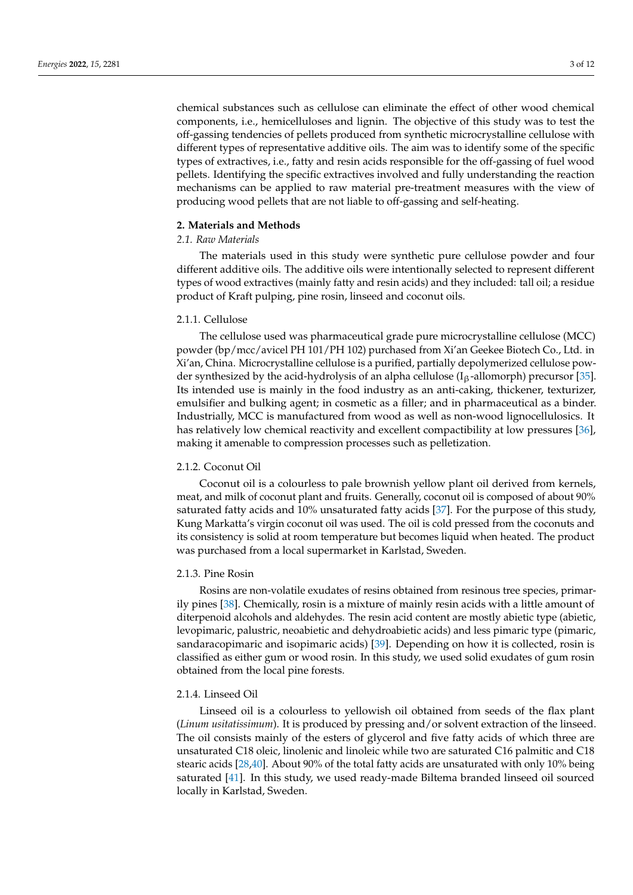chemical substances such as cellulose can eliminate the effect of other wood chemical components, i.e., hemicelluloses and lignin. The objective of this study was to test the off-gassing tendencies of pellets produced from synthetic microcrystalline cellulose with different types of representative additive oils. The aim was to identify some of the specific types of extractives, i.e., fatty and resin acids responsible for the off-gassing of fuel wood pellets. Identifying the specific extractives involved and fully understanding the reaction mechanisms can be applied to raw material pre-treatment measures with the view of producing wood pellets that are not liable to off-gassing and self-heating.

## 2. Materials and Methods

### 2.1. Raw Materials

The materials used in this study were synthetic pure cellulose powder and four different additive oils. The additive oils were intentionally selected to represent different types of wood extractives (mainly fatty and resin acids) and they included: tall oil; a residue product of Kraft pulping, pine rosin, linseed and coconut oils.

#### 2.1.1. Cellulose

The cellulose used was pharmaceutical grade pure microcrystalline cellulose (MCC) powder (bp/mcc/avicel PH 101/PH 102) purchased from Xi'an Geekee Biotech Co., Ltd. in Xi'an, China. Microcrystalline cellulose is a purified, partially depolymerized cellulose powder synthesized by the acid-hydrolysis of an alpha cellulose ($I_\beta$-allomorph) precursor [35]. Its intended use is mainly in the food industry as an anti-caking, thickener, texturizer, emulsifier and bulking agent; in cosmetic as a filler; and in pharmaceutical as a binder. Industrially, MCC is manufactured from wood as well as non-wood lignocellulosics. It has relatively low chemical reactivity and excellent compactibility at low pressures [36], making it amenable to compression processes such as pelletization.

#### 2.1.2. Coconut Oil

Coconut oil is a colourless to pale brownish yellow plant oil derived from kernels, meat, and milk of coconut plant and fruits. Generally, coconut oil is composed of about 90% saturated fatty acids and 10% unsaturated fatty acids [37]. For the purpose of this study, Kung Markatta's virgin coconut oil was used. The oil is cold pressed from the coconuts and its consistency is solid at room temperature but becomes liquid when heated. The product was purchased from a local supermarket in Karlstad, Sweden.

#### 2.1.3. Pine Rosin

Rosins are non-volatile exudates of resins obtained from resinous tree species, primarily pines [38]. Chemically, rosin is a mixture of mainly resin acids with a little amount of diterpenoid alcohols and aldehydes. The resin acid content are mostly abietic type (abietic, levopimaric, palustric, neoabietic and dehydroabietic acids) and less pimaric type (pimaric, sandaracopimaric and isopimaric acids) [39]. Depending on how it is collected, rosin is classified as either gum or wood rosin. In this study, we used solid exudates of gum rosin obtained from the local pine forests.

#### 2.1.4. Linseed Oil

Linseed oil is a colourless to yellowish oil obtained from seeds of the flax plant (*Linum usitatissimum*). It is produced by pressing and/or solvent extraction of the linseed. The oil consists mainly of the esters of glycerol and five fatty acids of which three are unsaturated C18 oleic, linolenic and linoleic while two are saturated C16 palmitic and C18 stearic acids [28,40]. About 90% of the total fatty acids are unsaturated with only 10% being saturated [41]. In this study, we used ready-made Biltema branded linseed oil sourced locally in Karlstad, Sweden.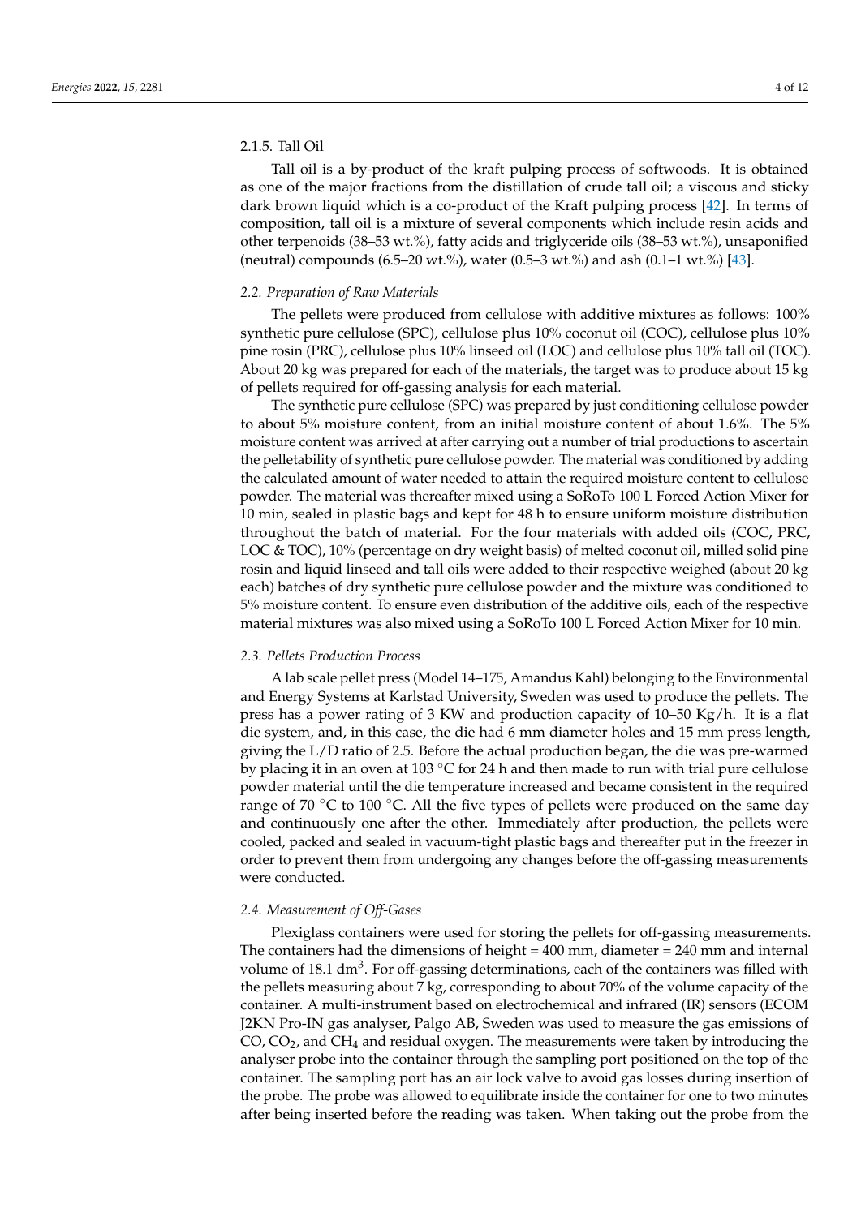#### 2.1.5. Tall Oil

Tall oil is a by-product of the kraft pulping process of softwoods. It is obtained as one of the major fractions from the distillation of crude tall oil; a viscous and sticky dark brown liquid which is a co-product of the Kraft pulping process [42]. In terms of composition, tall oil is a mixture of several components which include resin acids and other terpenoids (38–53 wt.%), fatty acids and triglyceride oils (38–53 wt.%), unsaponified (neutral) compounds (6.5–20 wt.%), water (0.5–3 wt.%) and ash (0.1–1 wt.%) [43].

### *2.2. Preparation of Raw Materials*

The pellets were produced from cellulose with additive mixtures as follows: 100% synthetic pure cellulose (SPC), cellulose plus 10% coconut oil (COC), cellulose plus 10% pine rosin (PRC), cellulose plus 10% linseed oil (LOC) and cellulose plus 10% tall oil (TOC). About 20 kg was prepared for each of the materials, the target was to produce about 15 kg of pellets required for off-gassing analysis for each material.

The synthetic pure cellulose (SPC) was prepared by just conditioning cellulose powder to about 5% moisture content, from an initial moisture content of about 1.6%. The 5% moisture content was arrived at after carrying out a number of trial productions to ascertain the pelletability of synthetic pure cellulose powder. The material was conditioned by adding the calculated amount of water needed to attain the required moisture content to cellulose powder. The material was thereafter mixed using a SoRoTo 100 L Forced Action Mixer for 10 min, sealed in plastic bags and kept for 48 h to ensure uniform moisture distribution throughout the batch of material. For the four materials with added oils (COC, PRC, LOC & TOC), 10% (percentage on dry weight basis) of melted coconut oil, milled solid pine rosin and liquid linseed and tall oils were added to their respective weighed (about 20 kg each) batches of dry synthetic pure cellulose powder and the mixture was conditioned to 5% moisture content. To ensure even distribution of the additive oils, each of the respective material mixtures was also mixed using a SoRoTo 100 L Forced Action Mixer for 10 min.

### *2.3. Pellets Production Process*

A lab scale pellet press (Model 14–175, Amandus Kahl) belonging to the Environmental and Energy Systems at Karlstad University, Sweden was used to produce the pellets. The press has a power rating of 3 KW and production capacity of 10–50 Kg/h. It is a flat die system, and, in this case, the die had 6 mm diameter holes and 15 mm press length, giving the L/D ratio of 2.5. Before the actual production began, the die was pre-warmed by placing it in an oven at 103 °C for 24 h and then made to run with trial pure cellulose powder material until the die temperature increased and became consistent in the required range of 70 °C to 100 °C. All the five types of pellets were produced on the same day and continuously one after the other. Immediately after production, the pellets were cooled, packed and sealed in vacuum-tight plastic bags and thereafter put in the freezer in order to prevent them from undergoing any changes before the off-gassing measurements were conducted.

### *2.4. Measurement of Off-Gases*

Plexiglass containers were used for storing the pellets for off-gassing measurements. The containers had the dimensions of height = 400 mm, diameter = 240 mm and internal volume of 18.1 $dm^3$. For off-gassing determinations, each of the containers was filled with the pellets measuring about 7 kg, corresponding to about 70% of the volume capacity of the container. A multi-instrument based on electrochemical and infrared (IR) sensors (ECOM J2KN Pro-IN gas analyser, Palgo AB, Sweden was used to measure the gas emissions of CO, $CO_2$, and $CH_4$ and residual oxygen. The measurements were taken by introducing the analyser probe into the container through the sampling port positioned on the top of the container. The sampling port has an air lock valve to avoid gas losses during insertion of the probe. The probe was allowed to equilibrate inside the container for one to two minutes after being inserted before the reading was taken. When taking out the probe from the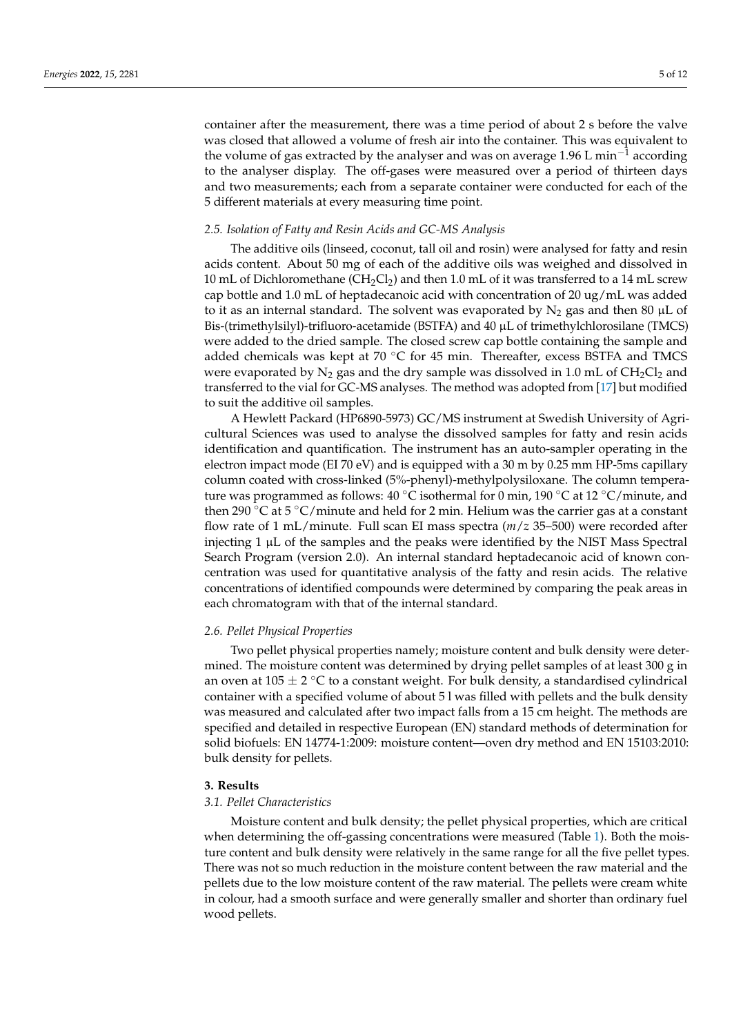container after the measurement, there was a time period of about 2 s before the valve was closed that allowed a volume of fresh air into the container. This was equivalent to the volume of gas extracted by the analyser and was on average 1.96 L $min^{-1}$ according to the analyser display. The off-gases were measured over a period of thirteen days and two measurements; each from a separate container were conducted for each of the 5 different materials at every measuring time point.

### 2.5. Isolation of Fatty and Resin Acids and GC-MS Analysis

The additive oils (linseed, coconut, tall oil and rosin) were analysed for fatty and resin acids content. About 50 mg of each of the additive oils was weighed and dissolved in 10 mL of Dichloromethane ($CH_2Cl_2$) and then 1.0 mL of it was transferred to a 14 mL screw cap bottle and 1.0 mL of heptadecanoic acid with concentration of 20 ug/mL was added to it as an internal standard. The solvent was evaporated by $N_2$ gas and then 80 µL of Bis-(trimethylsilyl)-trifluoro-acetamide (BSTFA) and 40 µL of trimethylchlorosilane (TMCS) were added to the dried sample. The closed screw cap bottle containing the sample and added chemicals was kept at 70 °C for 45 min. Thereafter, excess BSTFA and TMCS were evaporated by $N_2$ gas and the dry sample was dissolved in 1.0 mL of $CH_2Cl_2$ and transferred to the vial for GC-MS analyses. The method was adopted from [17] but modified to suit the additive oil samples.

A Hewlett Packard (HP6890-5973) GC/MS instrument at Swedish University of Agricultural Sciences was used to analyse the dissolved samples for fatty and resin acids identification and quantification. The instrument has an auto-sampler operating in the electron impact mode (EI 70 eV) and is equipped with a 30 m by 0.25 mm HP-5ms capillary column coated with cross-linked (5%-phenyl)-methylpolysiloxane. The column temperature was programmed as follows: 40 °C isothermal for 0 min, 190 °C at 12 °C/minute, and then 290 °C at 5 °C/minute and held for 2 min. Helium was the carrier gas at a constant flow rate of 1 mL/minute. Full scan EI mass spectra ($m/z$ 35–500) were recorded after injecting 1 µL of the samples and the peaks were identified by the NIST Mass Spectral Search Program (version 2.0). An internal standard heptadecanoic acid of known concentration was used for quantitative analysis of the fatty and resin acids. The relative concentrations of identified compounds were determined by comparing the peak areas in each chromatogram with that of the internal standard.

### 2.6. Pellet Physical Properties

Two pellet physical properties namely; moisture content and bulk density were determined. The moisture content was determined by drying pellet samples of at least 300 g in an oven at 105 ± 2 °C to a constant weight. For bulk density, a standardised cylindrical container with a specified volume of about 5 l was filled with pellets and the bulk density was measured and calculated after two impact falls from a 15 cm height. The methods are specified and detailed in respective European (EN) standard methods of determination for solid biofuels: EN 14774-1:2009: moisture content—oven dry method and EN 15103:2010: bulk density for pellets.

## 3. Results

### 3.1. Pellet Characteristics

Moisture content and bulk density; the pellet physical properties, which are critical when determining the off-gassing concentrations were measured (Table 1). Both the moisture content and bulk density were relatively in the same range for all the five pellet types. There was not so much reduction in the moisture content between the raw material and the pellets due to the low moisture content of the raw material. The pellets were cream white in colour, had a smooth surface and were generally smaller and shorter than ordinary fuel wood pellets.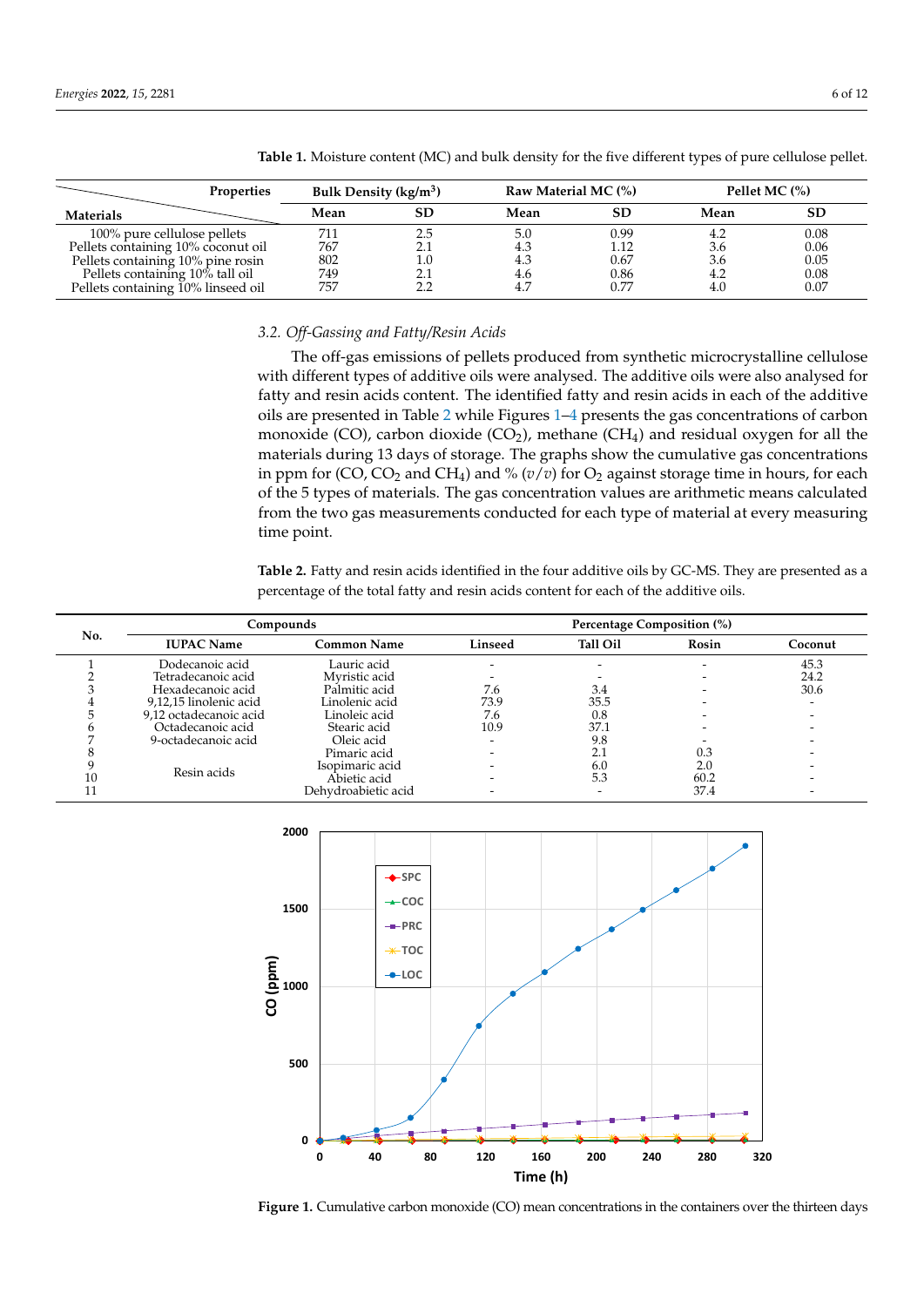**Table 1.** Moisture content (MC) and bulk density for the five different types of pure cellulose pellet.

| Materials \ Properties | Bulk Density (kg/m$^3$) | | Raw Material MC (%) | | Pellet MC (%) | |
|---|---|---|---|---|---|---|
| | Mean | SD | Mean | SD | Mean | SD |
| 100% pure cellulose pellets | 711 | 2.5 | 5.0 | 0.99 | 4.2 | 0.08 |
| Pellets containing 10% coconut oil | 767 | 2.1 | 4.3 | 1.12 | 3.6 | 0.06 |
| Pellets containing 10% pine rosin | 802 | 1.0 | 4.3 | 0.67 | 3.6 | 0.05 |
| Pellets containing 10% tall oil | 749 | 2.1 | 4.6 | 0.86 | 4.2 | 0.08 |
| Pellets containing 10% linseed oil | 757 | 2.2 | 4.7 | 0.77 | 4.0 | 0.07 |

### 3.2. Off-Gassing and Fatty/Resin Acids

The off-gas emissions of pellets produced from synthetic microcrystalline cellulose with different types of additive oils were analysed. The additive oils were also analysed for fatty and resin acids content. The identified fatty and resin acids in each of the additive oils are presented in Table 2 while Figures 1–4 presents the gas concentrations of carbon monoxide (CO), carbon dioxide ($CO_2$), methane ($CH_4$) and residual oxygen for all the materials during 13 days of storage. The graphs show the cumulative gas concentrations in ppm for (CO, $CO_2$ and $CH_4$) and % ($v/v$) for $O_2$ against storage time in hours, for each of the 5 types of materials. The gas concentration values are arithmetic means calculated from the two gas measurements conducted for each type of material at every measuring time point.

**Table 2.** Fatty and resin acids identified in the four additive oils by GC-MS. They are presented as a percentage of the total fatty and resin acids content for each of the additive oils.

| No. | Compounds | | Percentage Composition (%) | | | |
|---|---|---|---|---|---|---|
| | IUPAC Name | Common Name | Linseed | Tall Oil | Rosin | Coconut |
| 1 | Dodecanoic acid | Lauric acid | - | - | - | 45.3 |
| 2 | Tetradecanoic acid | Myristic acid | - | - | - | 24.2 |
| 3 | Hexadecanoic acid | Palmitic acid | 7.6 | 3.4 | - | 30.6 |
| 4 | 9,12,15 linolenic acid | Linolenic acid | 73.9 | 35.5 | - | - |
| 5 | 9,12 octadecanoic acid | Linoleic acid | 7.6 | 0.8 | - | - |
| 6 | Octadecanoic acid | Stearic acid | 10.9 | 37.1 | - | - |
| 7 | 9-octadecanoic acid | Oleic acid | - | 9.8 | - | - |
| 8 | Resin acids | Pimaric acid | - | 2.1 | 0.3 | - |
| 9 | | Isopimaric acid | - | 6.0 | 2.0 | - |
| 10 | | Abietic acid | - | 5.3 | 60.2 | - |
| 11 | | Dehydroabietic acid | - | - | 37.4 | - |

**Figure 1.** Cumulative carbon monoxide (CO) mean concentrations in the containers over the thirteen days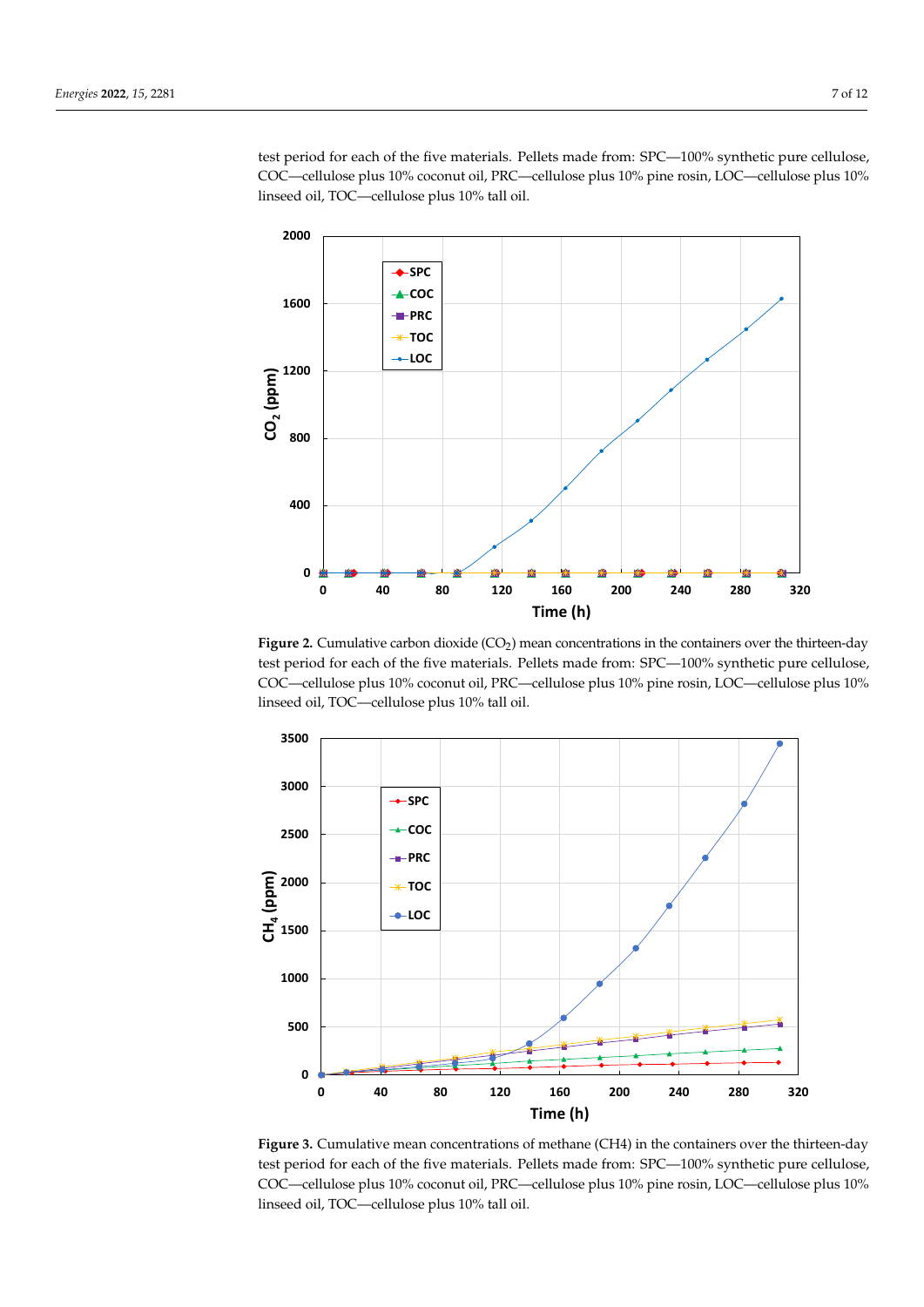test period for each of the five materials. Pellets made from: SPC—100% synthetic pure cellulose, COC—cellulose plus 10% coconut oil, PRC—cellulose plus 10% pine rosin, LOC—cellulose plus 10% linseed oil, TOC—cellulose plus 10% tall oil.

**Figure 2.** Cumulative carbon dioxide ($CO_2$) mean concentrations in the containers over the thirteen-day test period for each of the five materials. Pellets made from: SPC—100% synthetic pure cellulose, COC—cellulose plus 10% coconut oil, PRC—cellulose plus 10% pine rosin, LOC—cellulose plus 10% linseed oil, TOC—cellulose plus 10% tall oil.

**Figure 3.** Cumulative mean concentrations of methane (CH4) in the containers over the thirteen-day test period for each of the five materials. Pellets made from: SPC—100% synthetic pure cellulose, COC—cellulose plus 10% coconut oil, PRC—cellulose plus 10% pine rosin, LOC—cellulose plus 10% linseed oil, TOC—cellulose plus 10% tall oil.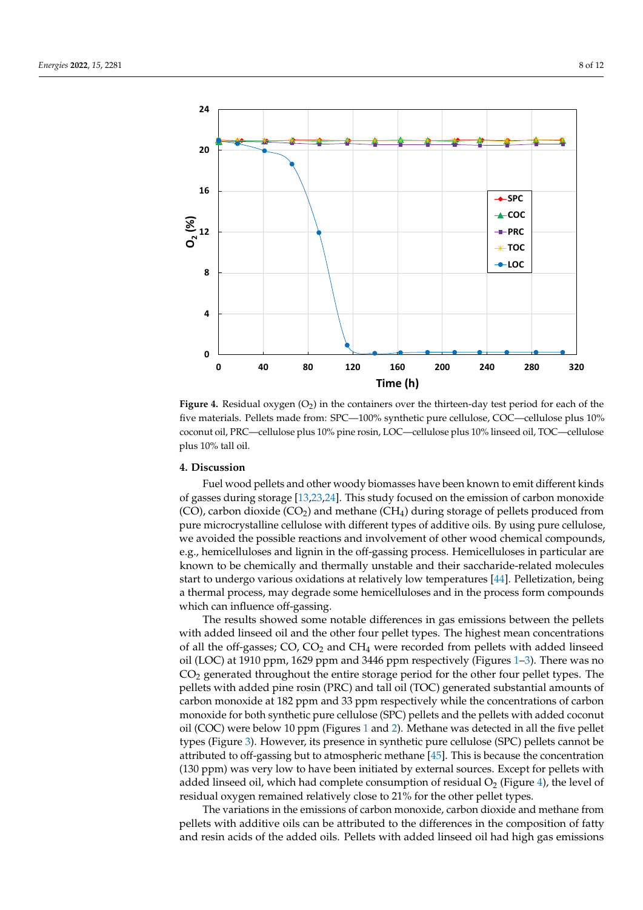**Figure 4.** Residual oxygen ($O_2$) in the containers over the thirteen-day test period for each of the five materials. Pellets made from: SPC—100% synthetic pure cellulose, COC—cellulose plus 10% coconut oil, PRC—cellulose plus 10% pine rosin, LOC—cellulose plus 10% linseed oil, TOC—cellulose plus 10% tall oil.

## 4. Discussion

Fuel wood pellets and other woody biomasses have been known to emit different kinds of gasses during storage [13,23,24]. This study focused on the emission of carbon monoxide (CO), carbon dioxide ($CO_2$) and methane ($CH_4$) during storage of pellets produced from pure microcrystalline cellulose with different types of additive oils. By using pure cellulose, we avoided the possible reactions and involvement of other wood chemical compounds, e.g., hemicelluloses and lignin in the off-gassing process. Hemicelluloses in particular are known to be chemically and thermally unstable and their saccharide-related molecules start to undergo various oxidations at relatively low temperatures [44]. Pelletization, being a thermal process, may degrade some hemicelluloses and in the process form compounds which can influence off-gassing.

The results showed some notable differences in gas emissions between the pellets with added linseed oil and the other four pellet types. The highest mean concentrations of all the off-gasses; CO, $CO_2$ and $CH_4$ were recorded from pellets with added linseed oil (LOC) at 1910 ppm, 1629 ppm and 3446 ppm respectively (Figures 1–3). There was no $CO_2$ generated throughout the entire storage period for the other four pellet types. The pellets with added pine rosin (PRC) and tall oil (TOC) generated substantial amounts of carbon monoxide at 182 ppm and 33 ppm respectively while the concentrations of carbon monoxide for both synthetic pure cellulose (SPC) pellets and the pellets with added coconut oil (COC) were below 10 ppm (Figures 1 and 2). Methane was detected in all the five pellet types (Figure 3). However, its presence in synthetic pure cellulose (SPC) pellets cannot be attributed to off-gassing but to atmospheric methane [45]. This is because the concentration (130 ppm) was very low to have been initiated by external sources. Except for pellets with added linseed oil, which had complete consumption of residual $O_2$ (Figure 4), the level of residual oxygen remained relatively close to 21% for the other pellet types.

The variations in the emissions of carbon monoxide, carbon dioxide and methane from pellets with additive oils can be attributed to the differences in the composition of fatty and resin acids of the added oils. Pellets with added linseed oil had high gas emissions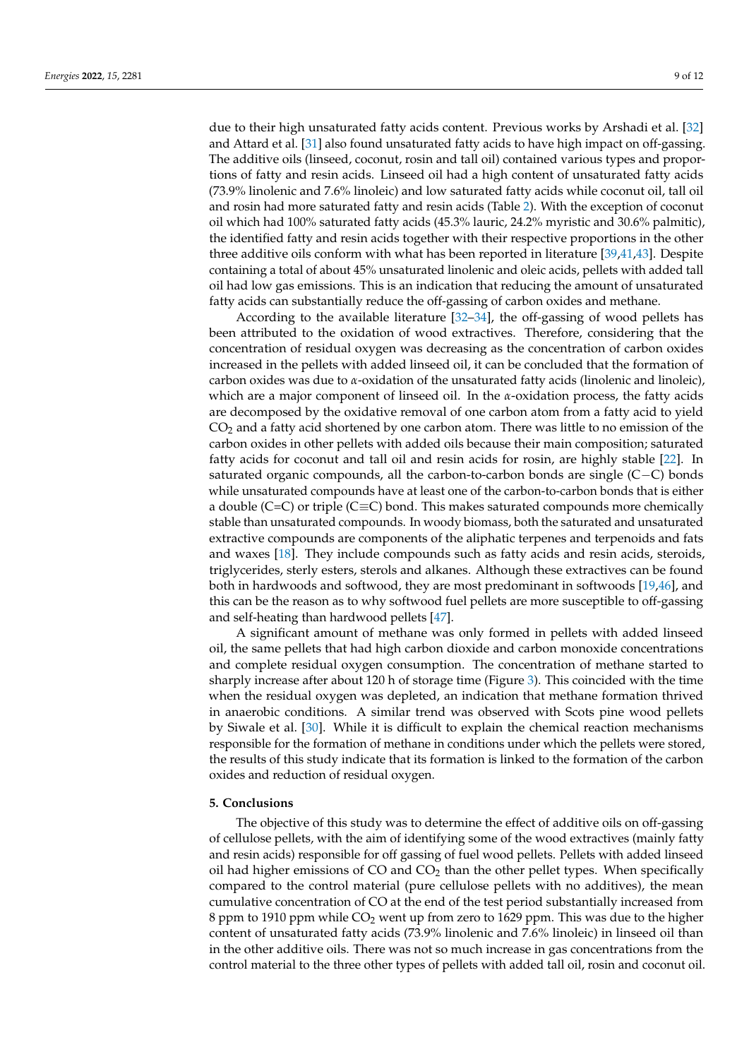due to their high unsaturated fatty acids content. Previous works by Arshadi et al. [32] and Attard et al. [31] also found unsaturated fatty acids to have high impact on off-gassing. The additive oils (linseed, coconut, rosin and tall oil) contained various types and proportions of fatty and resin acids. Linseed oil had a high content of unsaturated fatty acids (73.9% linolenic and 7.6% linoleic) and low saturated fatty acids while coconut oil, tall oil and rosin had more saturated fatty and resin acids (Table 2). With the exception of coconut oil which had 100% saturated fatty acids (45.3% lauric, 24.2% myristic and 30.6% palmitic), the identified fatty and resin acids together with their respective proportions in the other three additive oils conform with what has been reported in literature [39,41,43]. Despite containing a total of about 45% unsaturated linolenic and oleic acids, pellets with added tall oil had low gas emissions. This is an indication that reducing the amount of unsaturated fatty acids can substantially reduce the off-gassing of carbon oxides and methane.

According to the available literature [32–34], the off-gassing of wood pellets has been attributed to the oxidation of wood extractives. Therefore, considering that the concentration of residual oxygen was decreasing as the concentration of carbon oxides increased in the pellets with added linseed oil, it can be concluded that the formation of carbon oxides was due to $\alpha$-oxidation of the unsaturated fatty acids (linolenic and linoleic), which are a major component of linseed oil. In the $\alpha$-oxidation process, the fatty acids are decomposed by the oxidative removal of one carbon atom from a fatty acid to yield $CO_2$ and a fatty acid shortened by one carbon atom. There was little to no emission of the carbon oxides in other pellets with added oils because their main composition; saturated fatty acids for coconut and tall oil and resin acids for rosin, are highly stable [22]. In saturated organic compounds, all the carbon-to-carbon bonds are single (C−C) bonds while unsaturated compounds have at least one of the carbon-to-carbon bonds that is either a double (C=C) or triple (C≡C) bond. This makes saturated compounds more chemically stable than unsaturated compounds. In woody biomass, both the saturated and unsaturated extractive compounds are components of the aliphatic terpenes and terpenoids and fats and waxes [18]. They include compounds such as fatty acids and resin acids, steroids, triglycerides, sterly esters, sterols and alkanes. Although these extractives can be found both in hardwoods and softwood, they are most predominant in softwoods [19,46], and this can be the reason as to why softwood fuel pellets are more susceptible to off-gassing and self-heating than hardwood pellets [47].

A significant amount of methane was only formed in pellets with added linseed oil, the same pellets that had high carbon dioxide and carbon monoxide concentrations and complete residual oxygen consumption. The concentration of methane started to sharply increase after about 120 h of storage time (Figure 3). This coincided with the time when the residual oxygen was depleted, an indication that methane formation thrived in anaerobic conditions. A similar trend was observed with Scots pine wood pellets by Siwale et al. [30]. While it is difficult to explain the chemical reaction mechanisms responsible for the formation of methane in conditions under which the pellets were stored, the results of this study indicate that its formation is linked to the formation of the carbon oxides and reduction of residual oxygen.

## 5. Conclusions

The objective of this study was to determine the effect of additive oils on off-gassing of cellulose pellets, with the aim of identifying some of the wood extractives (mainly fatty and resin acids) responsible for off gassing of fuel wood pellets. Pellets with added linseed oil had higher emissions of CO and $CO_2$ than the other pellet types. When specifically compared to the control material (pure cellulose pellets with no additives), the mean cumulative concentration of CO at the end of the test period substantially increased from 8 ppm to 1910 ppm while $CO_2$ went up from zero to 1629 ppm. This was due to the higher content of unsaturated fatty acids (73.9% linolenic and 7.6% linoleic) in linseed oil than in the other additive oils. There was not so much increase in gas concentrations from the control material to the three other types of pellets with added tall oil, rosin and coconut oil.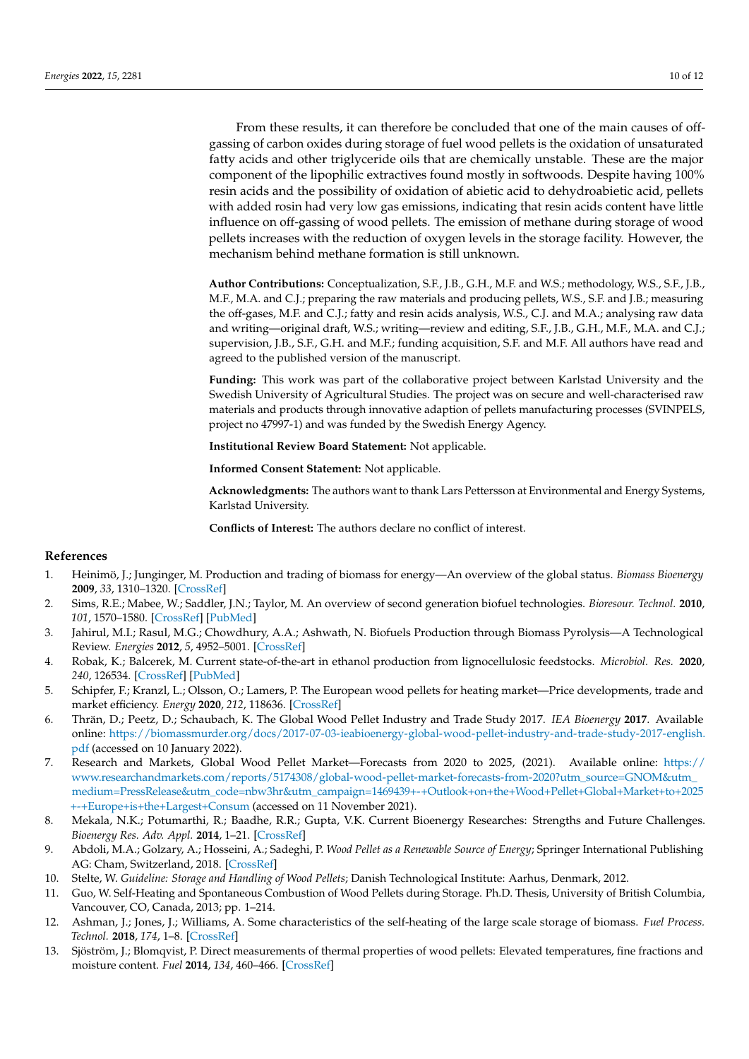From these results, it can therefore be concluded that one of the main causes of off-gassing of carbon oxides during storage of fuel wood pellets is the oxidation of unsaturated fatty acids and other triglyceride oils that are chemically unstable. These are the major component of the lipophilic extractives found mostly in softwoods. Despite having 100% resin acids and the possibility of oxidation of abietic acid to dehydroabietic acid, pellets with added rosin had very low gas emissions, indicating that resin acids content have little influence on off-gassing of wood pellets. The emission of methane during storage of wood pellets increases with the reduction of oxygen levels in the storage facility. However, the mechanism behind methane formation is still unknown.

**Author Contributions:** Conceptualization, S.F., J.B., G.H., M.F. and W.S.; methodology, W.S., S.F., J.B., M.F., M.A. and C.J.; preparing the raw materials and producing pellets, W.S., S.F. and J.B.; measuring the off-gases, M.F. and C.J.; fatty and resin acids analysis, W.S., C.J. and M.A.; analysing raw data and writing—original draft, W.S.; writing—review and editing, S.F., J.B., G.H., M.F., M.A. and C.J.; supervision, J.B., S.F., G.H. and M.F.; funding acquisition, S.F. and M.F. All authors have read and agreed to the published version of the manuscript.

**Funding:** This work was part of the collaborative project between Karlstad University and the Swedish University of Agricultural Studies. The project was on secure and well-characterised raw materials and products through innovative adaption of pellets manufacturing processes (SVINPELS, project no 47997-1) and was funded by the Swedish Energy Agency.

**Institutional Review Board Statement:** Not applicable.

**Informed Consent Statement:** Not applicable.

**Acknowledgments:** The authors want to thank Lars Pettersson at Environmental and Energy Systems, Karlstad University.

**Conflicts of Interest:** The authors declare no conflict of interest.

## References

1. Heinimö, J.; Junginger, M. Production and trading of biomass for energy—An overview of the global status. *Biomass Bioenergy* **2009**, *33*, 1310–1320. [CrossRef]
2. Sims, R.E.; Mabee, W.; Saddler, J.N.; Taylor, M. An overview of second generation biofuel technologies. *Bioresour. Technol.* **2010**, *101*, 1570–1580. [CrossRef] [PubMed]
3. Jahirul, M.I.; Rasul, M.G.; Chowdhury, A.A.; Ashwath, N. Biofuels Production through Biomass Pyrolysis—A Technological Review. *Energies* **2012**, *5*, 4952–5001. [CrossRef]
4. Robak, K.; Balcerek, M. Current state-of-the-art in ethanol production from lignocellulosic feedstocks. *Microbiol. Res.* **2020**, *240*, 126534. [CrossRef] [PubMed]
5. Schipfer, F.; Kranzl, L.; Olsson, O.; Lamers, P. The European wood pellets for heating market—Price developments, trade and market efficiency. *Energy* **2020**, *212*, 118636. [CrossRef]
6. Thrän, D.; Peetz, D.; Schaubach, K. The Global Wood Pellet Industry and Trade Study 2017. *IEA Bioenergy* **2017**. Available online: https://biomassmurder.org/docs/2017-07-03-ieabioenergy-global-wood-pellet-industry-and-trade-study-2017-english.pdf (accessed on 10 January 2022).
7. Research and Markets, Global Wood Pellet Market—Forecasts from 2020 to 2025, (2021). Available online: https://www.researchandmarkets.com/reports/5174308/global-wood-pellet-market-forecasts-from-2020?utm_source=GNOM&utm_medium=PressRelease&utm_code=nbw3hr&utm_campaign=1469439+-+Outlook+on+the+Wood+Pellet+Global+Market+to+2025+-+Europe+is+the+Largest+Consum (accessed on 11 November 2021).
8. Mekala, N.K.; Potumarthi, R.; Baadhe, R.R.; Gupta, V.K. Current Bioenergy Researches: Strengths and Future Challenges. *Bioenergy Res. Adv. Appl.* **2014**, 1–21. [CrossRef]
9. Abdoli, M.A.; Golzary, A.; Hosseini, A.; Sadeghi, P. *Wood Pellet as a Renewable Source of Energy*; Springer International Publishing AG: Cham, Switzerland, 2018. [CrossRef]
10. Stelte, W. *Guideline: Storage and Handling of Wood Pellets*; Danish Technological Institute: Aarhus, Denmark, 2012.
11. Guo, W. Self-Heating and Spontaneous Combustion of Wood Pellets during Storage. Ph.D. Thesis, University of British Columbia, Vancouver, CO, Canada, 2013; pp. 1–214.
12. Ashman, J.; Jones, J.; Williams, A. Some characteristics of the self-heating of the large scale storage of biomass. *Fuel Process. Technol.* **2018**, *174*, 1–8. [CrossRef]
13. Sjöström, J.; Blomqvist, P. Direct measurements of thermal properties of wood pellets: Elevated temperatures, fine fractions and moisture content. *Fuel* **2014**, *134*, 460–466. [CrossRef]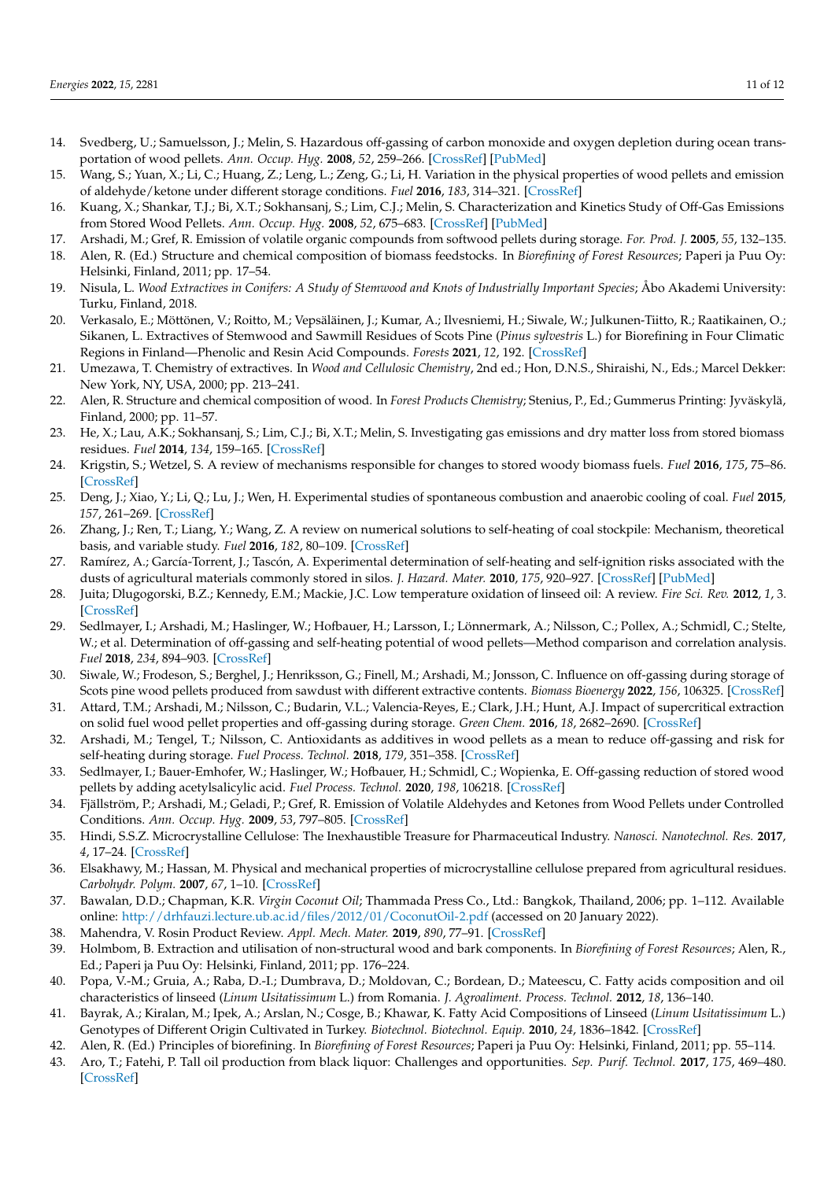14. Svedberg, U.; Samuelsson, J.; Melin, S. Hazardous off-gassing of carbon monoxide and oxygen depletion during ocean transportation of wood pellets. *Ann. Occup. Hyg.* **2008**, *52*, 259–266. [CrossRef] [PubMed]
15. Wang, S.; Yuan, X.; Li, C.; Huang, Z.; Leng, L.; Zeng, G.; Li, H. Variation in the physical properties of wood pellets and emission of aldehyde/ketone under different storage conditions. *Fuel* **2016**, *183*, 314–321. [CrossRef]
16. Kuang, X.; Shankar, T.J.; Bi, X.T.; Sokhansanj, S.; Lim, C.J.; Melin, S. Characterization and Kinetics Study of Off-Gas Emissions from Stored Wood Pellets. *Ann. Occup. Hyg.* **2008**, *52*, 675–683. [CrossRef] [PubMed]
17. Arshadi, M.; Gref, R. Emission of volatile organic compounds from softwood pellets during storage. *For. Prod. J.* **2005**, *55*, 132–135.
18. Alen, R. (Ed.) Structure and chemical composition of biomass feedstocks. In *Biorefining of Forest Resources*; Paperi ja Puu Oy: Helsinki, Finland, 2011; pp. 17–54.
19. Nisula, L. *Wood Extractives in Conifers: A Study of Stemwood and Knots of Industrially Important Species*; Åbo Akademi University: Turku, Finland, 2018.
20. Verkasalo, E.; Möttönen, V.; Roitto, M.; Vepsäläinen, J.; Kumar, A.; Ilvesniemi, H.; Siwale, W.; Julkunen-Tiitto, R.; Raatikainen, O.; Sikanen, L. Extractives of Stemwood and Sawmill Residues of Scots Pine (*Pinus sylvestris* L.) for Biorefining in Four Climatic Regions in Finland—Phenolic and Resin Acid Compounds. *Forests* **2021**, *12*, 192. [CrossRef]
21. Umezawa, T. Chemistry of extractives. In *Wood and Cellulosic Chemistry*, 2nd ed.; Hon, D.N.S., Shiraishi, N., Eds.; Marcel Dekker: New York, NY, USA, 2000; pp. 213–241.
22. Alen, R. Structure and chemical composition of wood. In *Forest Products Chemistry*; Stenius, P., Ed.; Gummerus Printing: Jyväskylä, Finland, 2000; pp. 11–57.
23. He, X.; Lau, A.K.; Sokhansanj, S.; Lim, C.J.; Bi, X.T.; Melin, S. Investigating gas emissions and dry matter loss from stored biomass residues. *Fuel* **2014**, *134*, 159–165. [CrossRef]
24. Krigstin, S.; Wetzel, S. A review of mechanisms responsible for changes to stored woody biomass fuels. *Fuel* **2016**, *175*, 75–86. [CrossRef]
25. Deng, J.; Xiao, Y.; Li, Q.; Lu, J.; Wen, H. Experimental studies of spontaneous combustion and anaerobic cooling of coal. *Fuel* **2015**, *157*, 261–269. [CrossRef]
26. Zhang, J.; Ren, T.; Liang, Y.; Wang, Z. A review on numerical solutions to self-heating of coal stockpile: Mechanism, theoretical basis, and variable study. *Fuel* **2016**, *182*, 80–109. [CrossRef]
27. Ramírez, A.; García-Torrent, J.; Tascón, A. Experimental determination of self-heating and self-ignition risks associated with the dusts of agricultural materials commonly stored in silos. *J. Hazard. Mater.* **2010**, *175*, 920–927. [CrossRef] [PubMed]
28. Juita; Dlugogorski, B.Z.; Kennedy, E.M.; Mackie, J.C. Low temperature oxidation of linseed oil: A review. *Fire Sci. Rev.* **2012**, *1*, 3. [CrossRef]
29. Sedlmayer, I.; Arshadi, M.; Haslinger, W.; Hofbauer, H.; Larsson, I.; Lönnermark, A.; Nilsson, C.; Pollex, A.; Schmidl, C.; Stelte, W.; et al. Determination of off-gassing and self-heating potential of wood pellets—Method comparison and correlation analysis. *Fuel* **2018**, *234*, 894–903. [CrossRef]
30. Siwale, W.; Frodeson, S.; Berghel, J.; Henriksson, G.; Finell, M.; Arshadi, M.; Jonsson, C. Influence on off-gassing during storage of Scots pine wood pellets produced from sawdust with different extractive contents. *Biomass Bioenergy* **2022**, *156*, 106325. [CrossRef]
31. Attard, T.M.; Arshadi, M.; Nilsson, C.; Budarin, V.L.; Valencia-Reyes, E.; Clark, J.H.; Hunt, A.J. Impact of supercritical extraction on solid fuel wood pellet properties and off-gassing during storage. *Green Chem.* **2016**, *18*, 2682–2690. [CrossRef]
32. Arshadi, M.; Tengel, T.; Nilsson, C. Antioxidants as additives in wood pellets as a mean to reduce off-gassing and risk for self-heating during storage. *Fuel Process. Technol.* **2018**, *179*, 351–358. [CrossRef]
33. Sedlmayer, I.; Bauer-Emhofer, W.; Haslinger, W.; Hofbauer, H.; Schmidl, C.; Wopienka, E. Off-gassing reduction of stored wood pellets by adding acetylsalicylic acid. *Fuel Process. Technol.* **2020**, *198*, 106218. [CrossRef]
34. Fjällström, P.; Arshadi, M.; Geladi, P.; Gref, R. Emission of Volatile Aldehydes and Ketones from Wood Pellets under Controlled Conditions. *Ann. Occup. Hyg.* **2009**, *53*, 797–805. [CrossRef]
35. Hindi, S.S.Z. Microcrystalline Cellulose: The Inexhaustible Treasure for Pharmaceutical Industry. *Nanosci. Nanotechnol. Res.* **2017**, *4*, 17–24. [CrossRef]
36. Elsakhawy, M.; Hassan, M. Physical and mechanical properties of microcrystalline cellulose prepared from agricultural residues. *Carbohydr. Polym.* **2007**, *67*, 1–10. [CrossRef]
37. Bawalan, D.D.; Chapman, K.R. *Virgin Coconut Oil*; Thammada Press Co., Ltd.: Bangkok, Thailand, 2006; pp. 1–112. Available online: http://drhfauzi.lecture.ub.ac.id/files/2012/01/CoconutOil-2.pdf (accessed on 20 January 2022).
38. Mahendra, V. Rosin Product Review. *Appl. Mech. Mater.* **2019**, *890*, 77–91. [CrossRef]
39. Holmbom, B. Extraction and utilisation of non-structural wood and bark components. In *Biorefining of Forest Resources*; Alen, R., Ed.; Paperi ja Puu Oy: Helsinki, Finland, 2011; pp. 176–224.
40. Popa, V.-M.; Gruia, A.; Raba, D.-I.; Dumbrava, D.; Moldovan, C.; Bordean, D.; Mateescu, C. Fatty acids composition and oil characteristics of linseed (*Linum Usitatissimum* L.) from Romania. *J. Agroaliment. Process. Technol.* **2012**, *18*, 136–140.
41. Bayrak, A.; Kiralan, M.; Ipek, A.; Arslan, N.; Cosge, B.; Khawar, K. Fatty Acid Compositions of Linseed (*Linum Usitatissimum* L.) Genotypes of Different Origin Cultivated in Turkey. *Biotechnol. Biotechnol. Equip.* **2010**, *24*, 1836–1842. [CrossRef]
42. Alen, R. (Ed.) Principles of biorefining. In *Biorefining of Forest Resources*; Paperi ja Puu Oy: Helsinki, Finland, 2011; pp. 55–114.
43. Aro, T.; Fatehi, P. Tall oil production from black liquor: Challenges and opportunities. *Sep. Purif. Technol.* **2017**, *175*, 469–480. [CrossRef]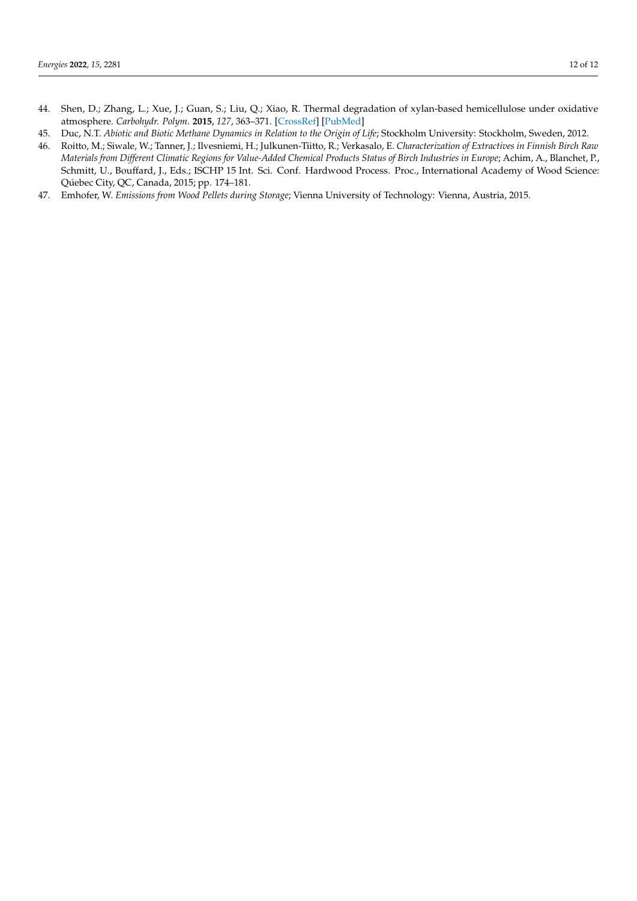44. Shen, D.; Zhang, L.; Xue, J.; Guan, S.; Liu, Q.; Xiao, R. Thermal degradation of xylan-based hemicellulose under oxidative atmosphere. *Carbohydr. Polym.* **2015**, *127*, 363–371. [CrossRef] [PubMed]
45. Duc, N.T. *Abiotic and Biotic Methane Dynamics in Relation to the Origin of Life*; Stockholm University: Stockholm, Sweden, 2012.
46. Roitto, M.; Siwale, W.; Tanner, J.; Ilvesniemi, H.; Julkunen-Tiitto, R.; Verkasalo, E. *Characterization of Extractives in Finnish Birch Raw Materials from Different Climatic Regions for Value-Added Chemical Products Status of Birch Industries in Europe*; Achim, A., Blanchet, P., Schmitt, U., Bouffard, J., Eds.; ISCHP 15 Int. Sci. Conf. Hardwood Process. Proc., International Academy of Wood Science: Qúebec City, QC, Canada, 2015; pp. 174–181.
47. Emhofer, W. *Emissions from Wood Pellets during Storage*; Vienna University of Technology: Vienna, Austria, 2015.